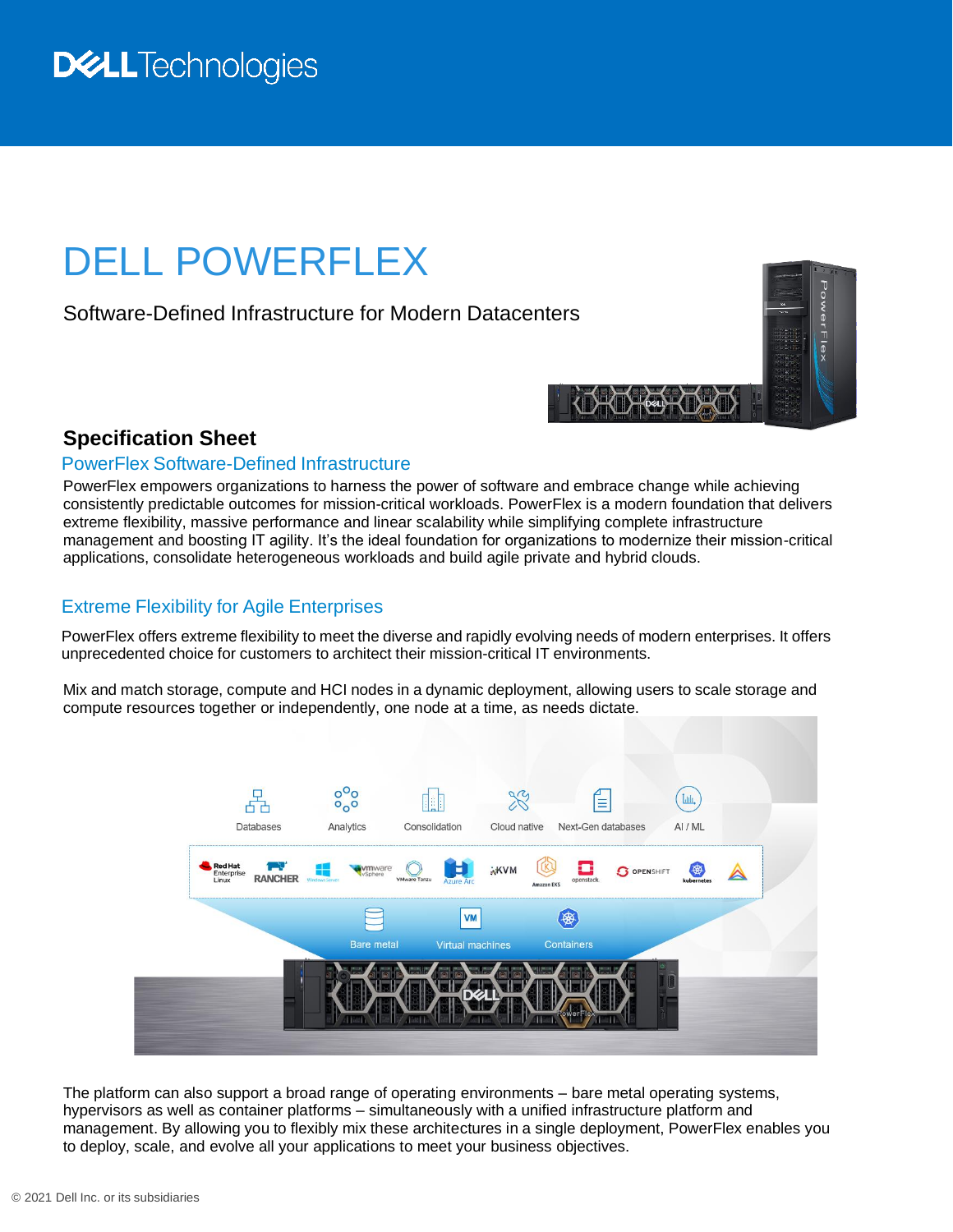# DELL POWERFLEX

Software-Defined Infrastructure for Modern Datacenters

## Specification Sheet

### PowerFlex Software-Defined Infrastructure

PowerFlex empowers organizations to harness the power of software and embrace change while achieving consistently predictable outcomes for mission-critical workloads. PowerFlex is a modern foundation that delivers extreme flexibility, massive performance and linear scalability while simplifying complete infrastructure management and boosting IT agility. It's the ideal foundation for organizations to modernize their mission-critical applications, consolidate heterogeneous workloads and build agile private and hybrid clouds.

### Extreme Flexibility for Agile Enterprises

PowerFlex offers extreme flexibility to meet the diverse and rapidly evolving needs of modern enterprises. It offers unprecedented choice for customers to architect their mission-critical IT environments.

Mix and match storage, compute and HCI nodes in a dynamic deployment, allowing users to scale storage and compute resources together or independently, one node at a time, as needs dictate.

The platform can also support a broad range of operating environments – bare metal operating systems, hypervisors as well as container platforms – simultaneously with a unified infrastructure platform and management. By allowing you to flexibly mix these architectures in a single deployment, PowerFlex enables you to deploy, scale, and evolve all your applications to meet your business objectives.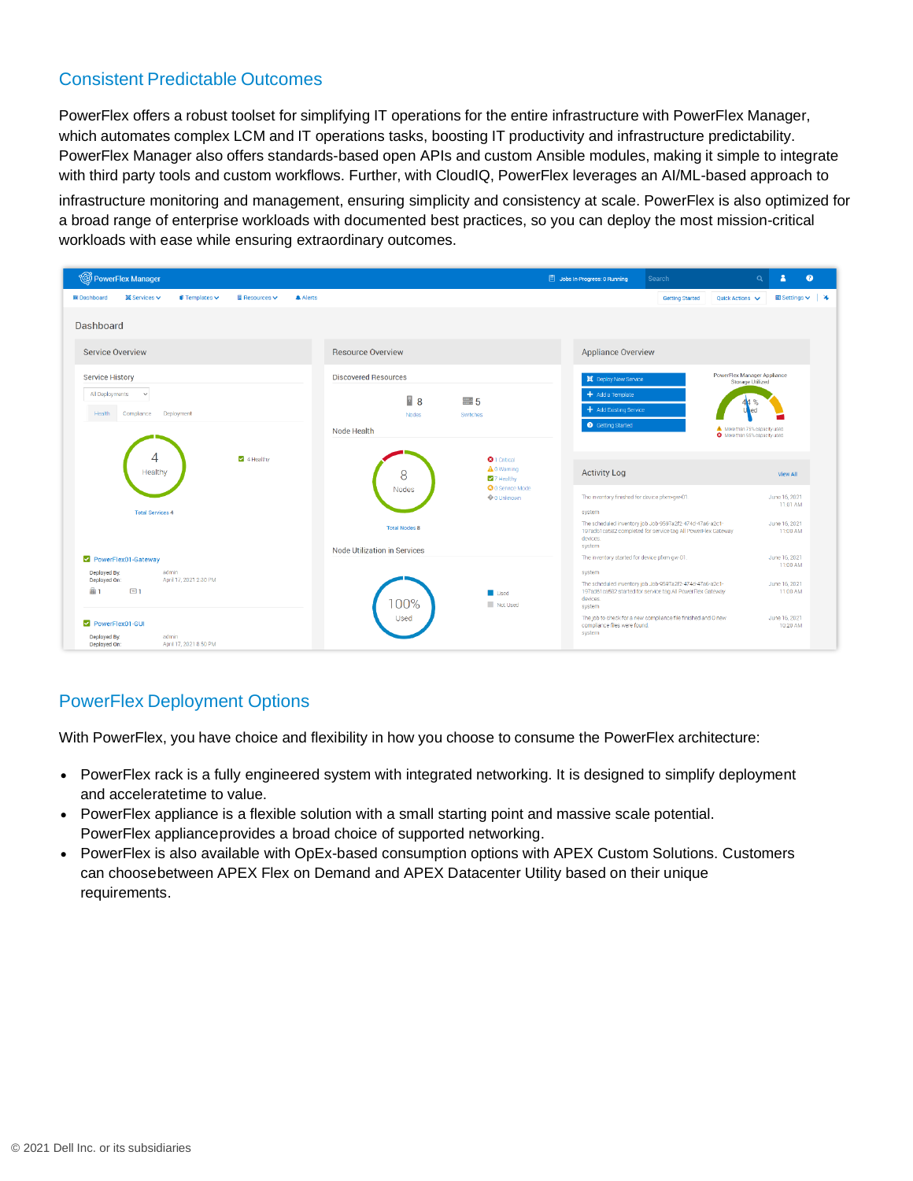## Consistent Predictable Outcomes

PowerFlex offers a robust toolset for simplifying IT operations for the entire infrastructure with PowerFlex Manager, which automates complex LCM and IT operations tasks, boosting IT productivity and infrastructure predictability. PowerFlex Manager also offers standards-based open APIs and custom Ansible modules, making it simple to integrate with third party tools and custom workflows. Further, with CloudIQ, PowerFlex leverages an AI/ML-based approach to infrastructure monitoring and management, ensuring simplicity and consistency at scale. PowerFlex is also optimized for a broad range of enterprise workloads with documented best practices, so you can deploy the most mission-critical workloads with ease while ensuring extraordinary outcomes.

## PowerFlex Deployment Options

With PowerFlex, you have choice and flexibility in how you choose to consume the PowerFlex architecture:

- PowerFlex rack is a fully engineered system with integrated networking. It is designed to simplify deployment and acceleratetime to value.
- PowerFlex appliance is a flexible solution with a small starting point and massive scale potential. PowerFlex applianceprovides a broad choice of supported networking.
- PowerFlex is also available with OpEx-based consumption options with APEX Custom Solutions. Customers can choosebetween APEX Flex on Demand and APEX Datacenter Utility based on their unique requirements.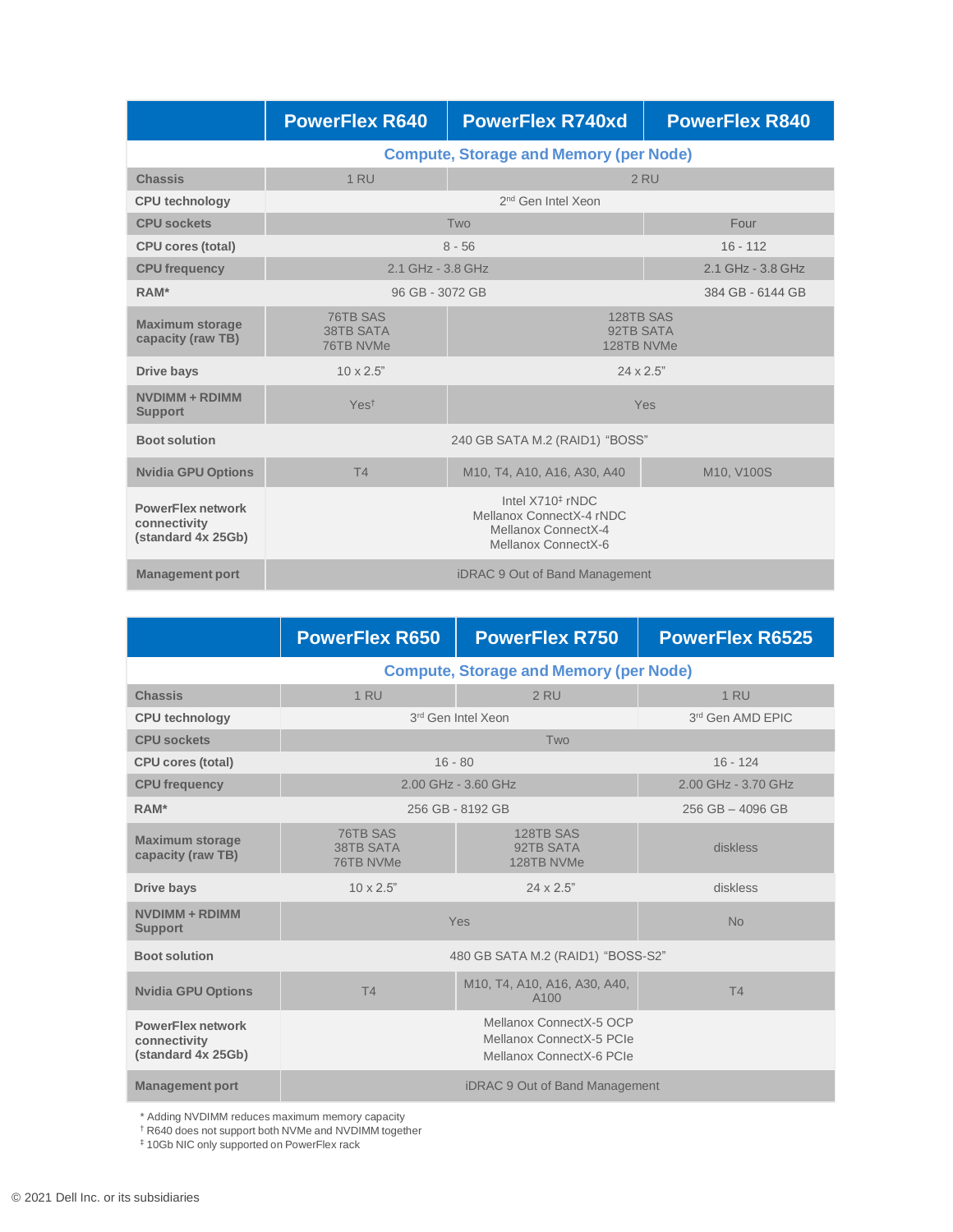| | PowerFlex R640 | PowerFlex R740xd | PowerFlex R840 |
|---|---|---|---|
| **Compute, Storage and Memory (per Node)** | | | |
| **Chassis** | 1 RU | 2 RU | |
| **CPU technology** | 2nd Gen Intel Xeon | | |
| **CPU sockets** | Two | | Four |
| **CPU cores (total)** | 8 - 56 | | 16 - 112 |
| **CPU frequency** | 2.1 GHz - 3.8 GHz | | 2.1 GHz - 3.8 GHz |
| **RAM*** | 96 GB - 3072 GB | | 384 GB - 6144 GB |
| **Maximum storage capacity (raw TB)** | 76TB SAS<br>38TB SATA<br>76TB NVMe | 128TB SAS<br>92TB SATA<br>128TB NVMe | |
| **Drive bays** | 10 x 2.5" | 24 x 2.5" | |
| **NVDIMM + RDIMM Support** | Yes† | Yes | |
| **Boot solution** | 240 GB SATA M.2 (RAID1) "BOSS" | | |
| **Nvidia GPU Options** | T4 | M10, T4, A10, A16, A30, A40 | M10, V100S |
| **PowerFlex network connectivity (standard 4x 25Gb)** | Intel X710‡ rNDC<br>Mellanox ConnectX-4 rNDC<br>Mellanox ConnectX-4<br>Mellanox ConnectX-6 | | |
| **Management port** | iDRAC 9 Out of Band Management | | |

| | PowerFlex R650 | PowerFlex R750 | PowerFlex R6525 |
|---|---|---|---|
| **Compute, Storage and Memory (per Node)** | | | |
| **Chassis** | 1 RU | 2 RU | 1 RU |
| **CPU technology** | 3rd Gen Intel Xeon | | 3rd Gen AMD EPIC |
| **CPU sockets** | Two | | |
| **CPU cores (total)** | 16 - 80 | | 16 - 124 |
| **CPU frequency** | 2.00 GHz - 3.60 GHz | | 2.00 GHz - 3.70 GHz |
| **RAM*** | 256 GB - 8192 GB | | 256 GB – 4096 GB |
| **Maximum storage capacity (raw TB)** | 76TB SAS<br>38TB SATA<br>76TB NVMe | 128TB SAS<br>92TB SATA<br>128TB NVMe | diskless |
| **Drive bays** | 10 x 2.5" | 24 x 2.5" | diskless |
| **NVDIMM + RDIMM Support** | Yes | | No |
| **Boot solution** | 480 GB SATA M.2 (RAID1) "BOSS-S2" | | |
| **Nvidia GPU Options** | T4 | M10, T4, A10, A16, A30, A40, A100 | T4 |
| **PowerFlex network connectivity (standard 4x 25Gb)** | Mellanox ConnectX-5 OCP<br>Mellanox ConnectX-5 PCIe<br>Mellanox ConnectX-6 PCIe | | |
| **Management port** | iDRAC 9 Out of Band Management | | |

* Adding NVDIMM reduces maximum memory capacity
† R640 does not support both NVMe and NVDIMM together
‡ 10Gb NIC only supported on PowerFlex rack

© 2021 Dell Inc. or its subsidiaries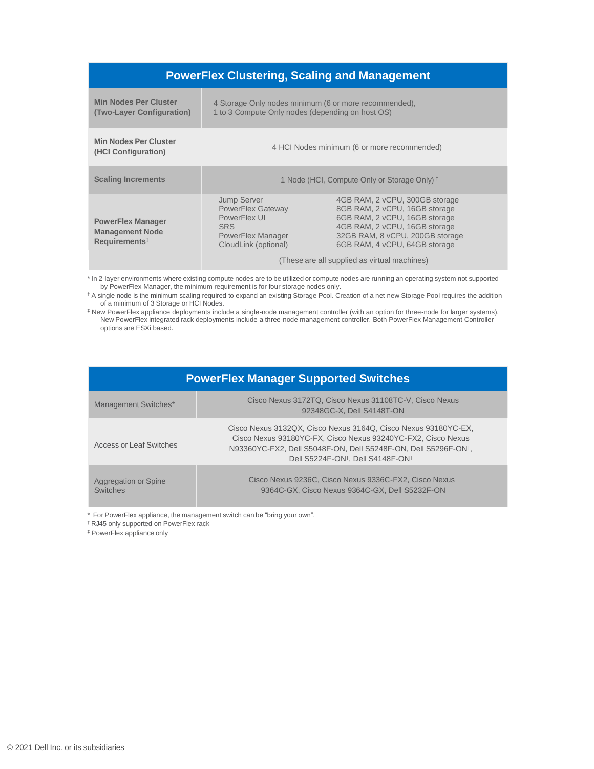| PowerFlex Clustering, Scaling and Management | |
|---|---|
| **Min Nodes Per Cluster (Two-Layer Configuration)** | 4 Storage Only nodes minimum (6 or more recommended),<br>1 to 3 Compute Only nodes (depending on host OS) |
| **Min Nodes Per Cluster (HCI Configuration)** | 4 HCI Nodes minimum (6 or more recommended) |
| **Scaling Increments** | 1 Node (HCI, Compute Only or Storage Only) † |
| **PowerFlex Manager Management Node Requirements‡** | Jump Server — 4GB RAM, 2 vCPU, 300GB storage<br>PowerFlex Gateway — 8GB RAM, 2 vCPU, 16GB storage<br>PowerFlex UI — 6GB RAM, 2 vCPU, 16GB storage<br>SRS — 4GB RAM, 2 vCPU, 16GB storage<br>PowerFlex Manager — 32GB RAM, 8 vCPU, 200GB storage<br>CloudLink (optional) — 6GB RAM, 4 vCPU, 64GB storage<br><br>(These are all supplied as virtual machines) |

* In 2-layer environments where existing compute nodes are to be utilized or compute nodes are running an operating system not supported by PowerFlex Manager, the minimum requirement is for four storage nodes only.

† A single node is the minimum scaling required to expand an existing Storage Pool. Creation of a net new Storage Pool requires the addition of a minimum of 3 Storage or HCI Nodes.

‡ New PowerFlex appliance deployments include a single-node management controller (with an option for three-node for larger systems). New PowerFlex integrated rack deployments include a three-node management controller. Both PowerFlex Management Controller options are ESXi based.

| PowerFlex Manager Supported Switches | |
|---|---|
| Management Switches* | Cisco Nexus 3172TQ, Cisco Nexus 31108TC-V, Cisco Nexus 92348GC-X, Dell S4148T-ON |
| Access or Leaf Switches | Cisco Nexus 3132QX, Cisco Nexus 3164Q, Cisco Nexus 93180YC-EX, Cisco Nexus 93180YC-FX, Cisco Nexus 93240YC-FX2, Cisco Nexus N93360YC-FX2, Dell S5048F-ON, Dell S5248F-ON, Dell S5296F-ON‡, Dell S5224F-ON‡, Dell S4148F-ON‡ |
| Aggregation or Spine Switches | Cisco Nexus 9236C, Cisco Nexus 9336C-FX2, Cisco Nexus 9364C-GX, Cisco Nexus 9364C-GX, Dell S5232F-ON |

* For PowerFlex appliance, the management switch can be "bring your own".

† RJ45 only supported on PowerFlex rack

‡ PowerFlex appliance only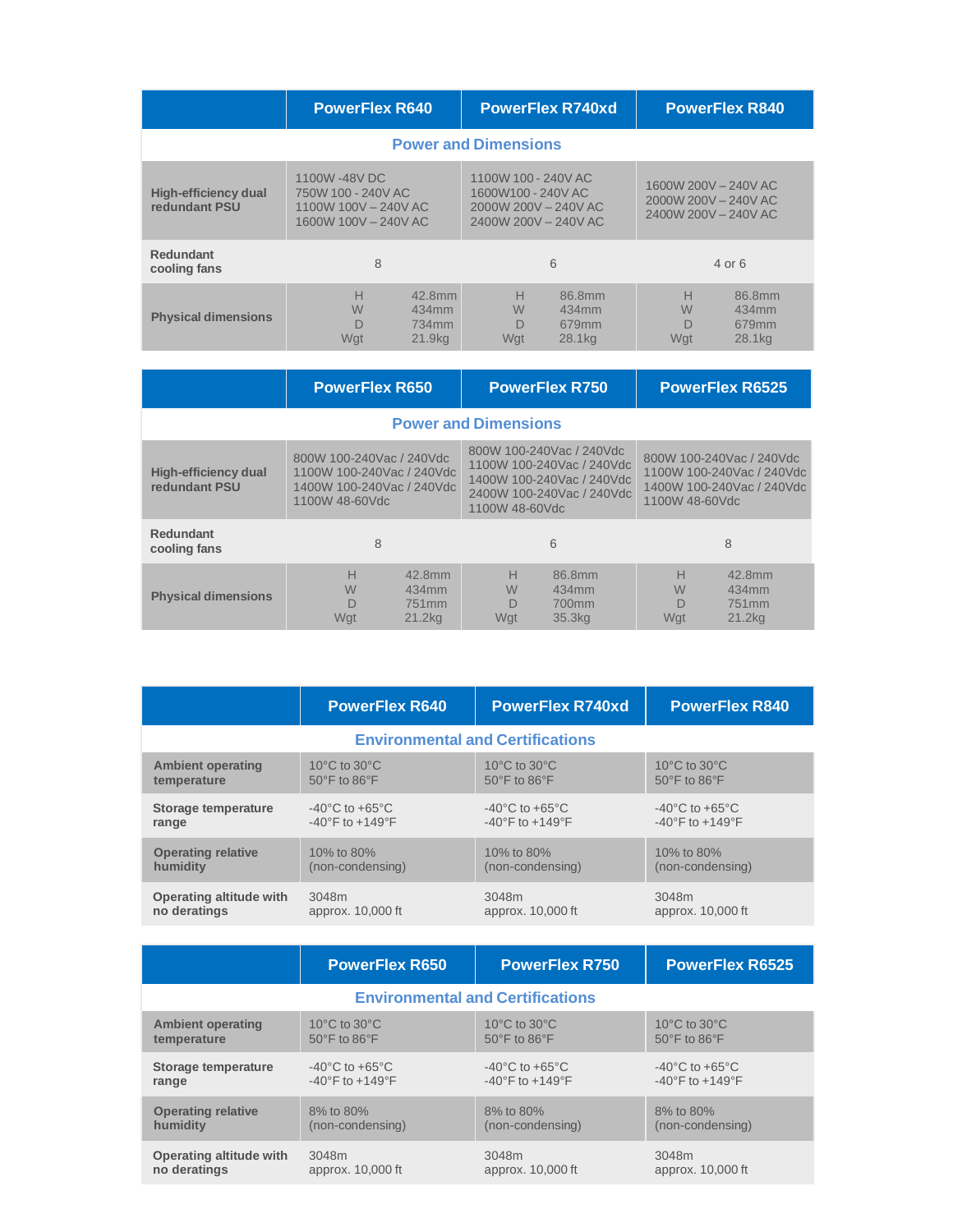| | PowerFlex R640 | PowerFlex R740xd | PowerFlex R840 |
|---|---|---|---|
| **Power and Dimensions** | | | |
| **High-efficiency dual redundant PSU** | 1100W -48V DC<br>750W 100 - 240V AC<br>1100W 100V – 240V AC<br>1600W 100V – 240V AC | 1100W 100 - 240V AC<br>1600W100 - 240V AC<br>2000W 200V – 240V AC<br>2400W 200V – 240V AC | 1600W 200V – 240V AC<br>2000W 200V – 240V AC<br>2400W 200V – 240V AC |
| **Redundant cooling fans** | 8 | 6 | 4 or 6 |
| **Physical dimensions** | H 42.8mm<br>W 434mm<br>D 734mm<br>Wgt 21.9kg | H 86.8mm<br>W 434mm<br>D 679mm<br>Wgt 28.1kg | H 86.8mm<br>W 434mm<br>D 679mm<br>Wgt 28.1kg |

| | PowerFlex R650 | PowerFlex R750 | PowerFlex R6525 |
|---|---|---|---|
| **Power and Dimensions** | | | |
| **High-efficiency dual redundant PSU** | 800W 100-240Vac / 240Vdc<br>1100W 100-240Vac / 240Vdc<br>1400W 100-240Vac / 240Vdc<br>1100W 48-60Vdc | 800W 100-240Vac / 240Vdc<br>1100W 100-240Vac / 240Vdc<br>1400W 100-240Vac / 240Vdc<br>2400W 100-240Vac / 240Vdc<br>1100W 48-60Vdc | 800W 100-240Vac / 240Vdc<br>1100W 100-240Vac / 240Vdc<br>1400W 100-240Vac / 240Vdc<br>1100W 48-60Vdc |
| **Redundant cooling fans** | 8 | 6 | 8 |
| **Physical dimensions** | H 42.8mm<br>W 434mm<br>D 751mm<br>Wgt 21.2kg | H 86.8mm<br>W 434mm<br>D 700mm<br>Wgt 35.3kg | H 42.8mm<br>W 434mm<br>D 751mm<br>Wgt 21.2kg |

| | PowerFlex R640 | PowerFlex R740xd | PowerFlex R840 |
|---|---|---|---|
| **Environmental and Certifications** | | | |
| **Ambient operating temperature** | 10°C to 30°C<br>50°F to 86°F | 10°C to 30°C<br>50°F to 86°F | 10°C to 30°C<br>50°F to 86°F |
| **Storage temperature range** | -40°C to +65°C<br>-40°F to +149°F | -40°C to +65°C<br>-40°F to +149°F | -40°C to +65°C<br>-40°F to +149°F |
| **Operating relative humidity** | 10% to 80%<br>(non-condensing) | 10% to 80%<br>(non-condensing) | 10% to 80%<br>(non-condensing) |
| **Operating altitude with no deratings** | 3048m<br>approx. 10,000 ft | 3048m<br>approx. 10,000 ft | 3048m<br>approx. 10,000 ft |

| | PowerFlex R650 | PowerFlex R750 | PowerFlex R6525 |
|---|---|---|---|
| **Environmental and Certifications** | | | |
| **Ambient operating temperature** | 10°C to 30°C<br>50°F to 86°F | 10°C to 30°C<br>50°F to 86°F | 10°C to 30°C<br>50°F to 86°F |
| **Storage temperature range** | -40°C to +65°C<br>-40°F to +149°F | -40°C to +65°C<br>-40°F to +149°F | -40°C to +65°C<br>-40°F to +149°F |
| **Operating relative humidity** | 8% to 80%<br>(non-condensing) | 8% to 80%<br>(non-condensing) | 8% to 80%<br>(non-condensing) |
| **Operating altitude with no deratings** | 3048m<br>approx. 10,000 ft | 3048m<br>approx. 10,000 ft | 3048m<br>approx. 10,000 ft |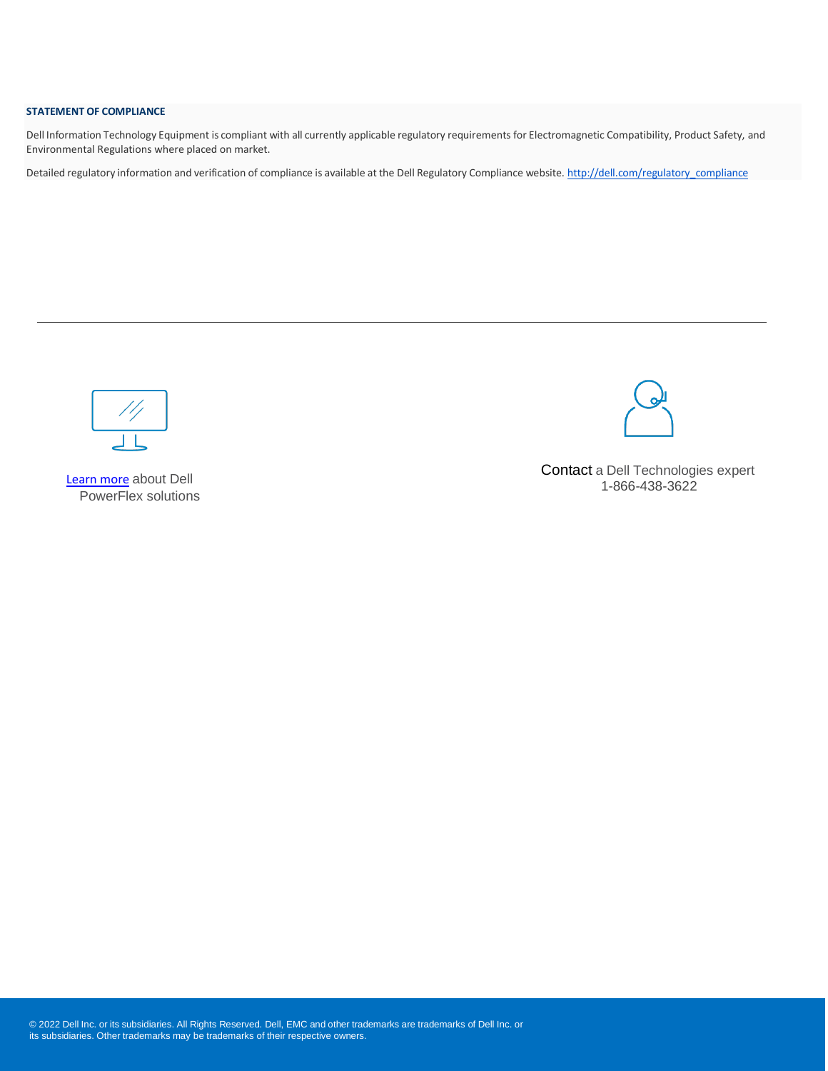**STATEMENT OF COMPLIANCE**

Dell Information Technology Equipment is compliant with all currently applicable regulatory requirements for Electromagnetic Compatibility, Product Safety, and Environmental Regulations where placed on market.

Detailed regulatory information and verification of compliance is available at the Dell Regulatory Compliance website. http://dell.com/regulatory_compliance

---

Learn more about Dell PowerFlex solutions

Contact a Dell Technologies expert 1-866-438-3622

© 2022 Dell Inc. or its subsidiaries. All Rights Reserved. Dell, EMC and other trademarks are trademarks of Dell Inc. or its subsidiaries. Other trademarks may be trademarks of their respective owners.